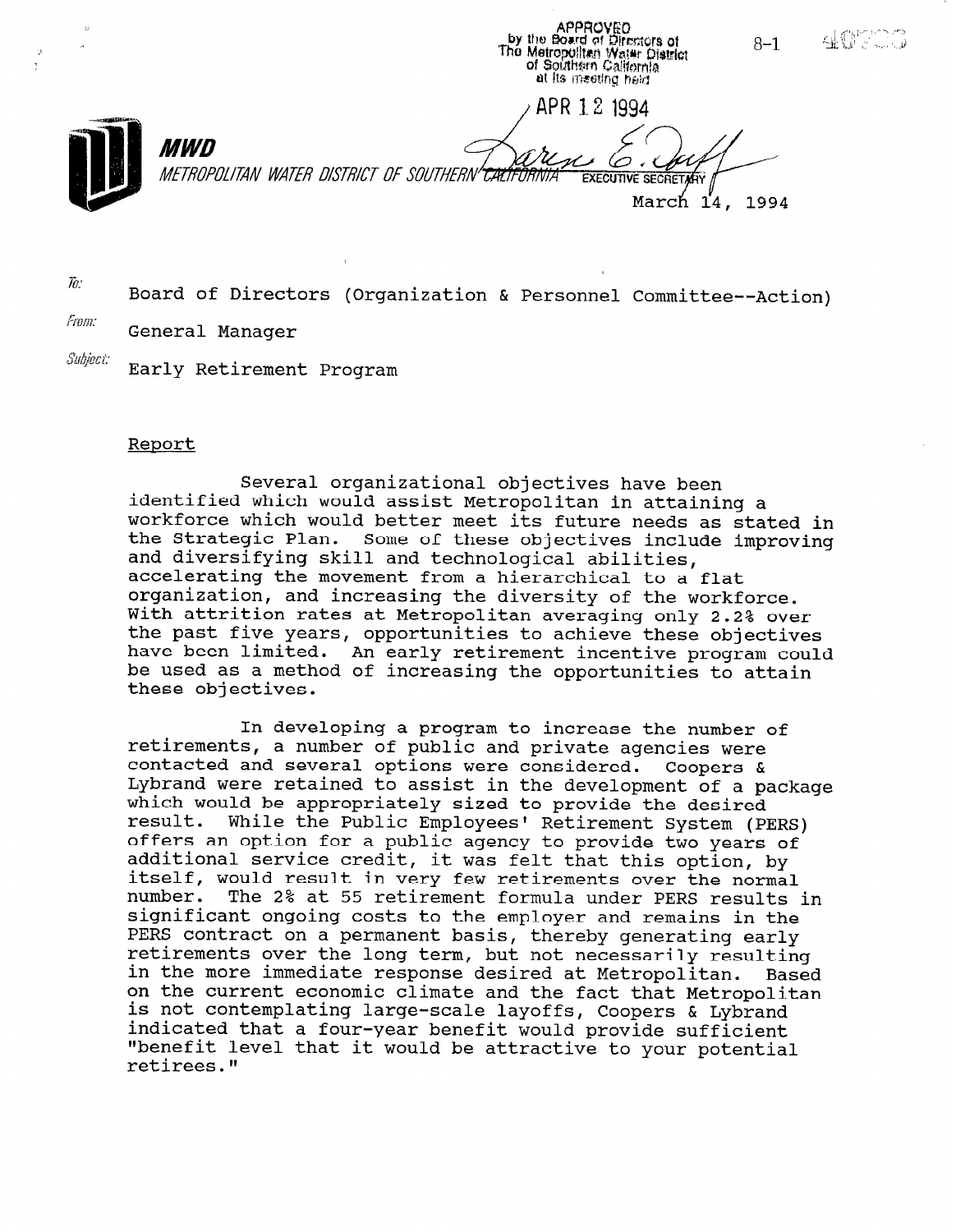APPROVED
by the Board of Directors of
The Metropolitan Water District
of Southern California
at its meeting held

APR 12 1994

EXECUTIVE SECRETARY

8-1

**MWD**

*METROPOLITAN WATER DISTRICT OF SOUTHERN CALIFORNIA*

March 14, 1994

*To:* Board of Directors (Organization & Personnel Committee--Action)

*From:* General Manager

*Subject:* Early Retirement Program

## Report

Several organizational objectives have been identified which would assist Metropolitan in attaining a workforce which would better meet its future needs as stated in the Strategic Plan. Some of these objectives include improving and diversifying skill and technological abilities, accelerating the movement from a hierarchical to a flat organization, and increasing the diversity of the workforce. With attrition rates at Metropolitan averaging only 2.2% over the past five years, opportunities to achieve these objectives have been limited. An early retirement incentive program could be used as a method of increasing the opportunities to attain these objectives.

In developing a program to increase the number of retirements, a number of public and private agencies were contacted and several options were considered. Coopers & Lybrand were retained to assist in the development of a package which would be appropriately sized to provide the desired result. While the Public Employees' Retirement System (PERS) offers an option for a public agency to provide two years of additional service credit, it was felt that this option, by itself, would result in very few retirements over the normal number. The 2% at 55 retirement formula under PERS results in significant ongoing costs to the employer and remains in the PERS contract on a permanent basis, thereby generating early retirements over the long term, but not necessarily resulting in the more immediate response desired at Metropolitan. Based on the current economic climate and the fact that Metropolitan is not contemplating large-scale layoffs, Coopers & Lybrand indicated that a four-year benefit would provide sufficient "benefit level that it would be attractive to your potential retirees."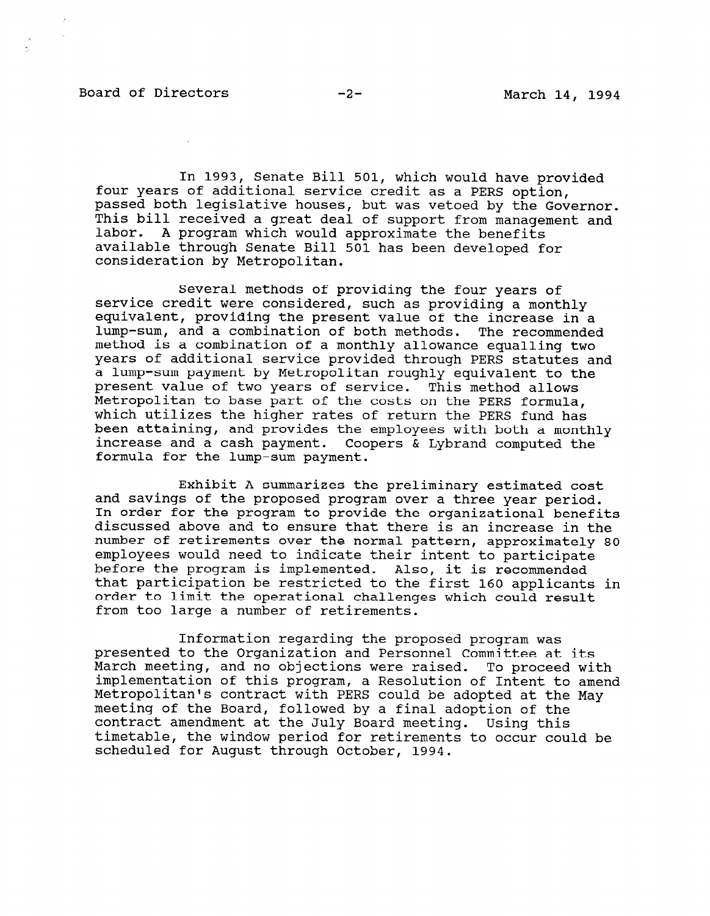In 1993, Senate Bill 501, which would have provided four years of additional service credit as a PERS option, passed both legislative houses, but was vetoed by the Governor. This bill received a great deal of support from management and labor. A program which would approximate the benefits available through Senate Bill 501 has been developed for consideration by Metropolitan.

Several methods of providing the four years of service credit were considered, such as providing a monthly equivalent, providing the present value of the increase in a lump-sum, and a combination of both methods. The recommended method is a combination of a monthly allowance equalling two years of additional service provided through PERS statutes and a lump-sum payment by Metropolitan roughly equivalent to the present value of two years of service. This method allows Metropolitan to base part of the costs on the PERS formula, which utilizes the higher rates of return the PERS fund has been attaining, and provides the employees with both a monthly increase and a cash payment. Coopers & Lybrand computed the formula for the lump-sum payment.

Exhibit A summarizes the preliminary estimated cost and savings of the proposed program over a three year period. In order for the program to provide the organizational benefits discussed above and to ensure that there is an increase in the number of retirements over the normal pattern, approximately 80 employees would need to indicate their intent to participate before the program is implemented. Also, it is recommended that participation be restricted to the first 160 applicants in order to limit the operational challenges which could result from too large a number of retirements.

Information regarding the proposed program was presented to the Organization and Personnel Committee at its March meeting, and no objections were raised. To proceed with implementation of this program, a Resolution of Intent to amend Metropolitan's contract with PERS could be adopted at the May meeting of the Board, followed by a final adoption of the contract amendment at the July Board meeting. Using this timetable, the window period for retirements to occur could be scheduled for August through October, 1994.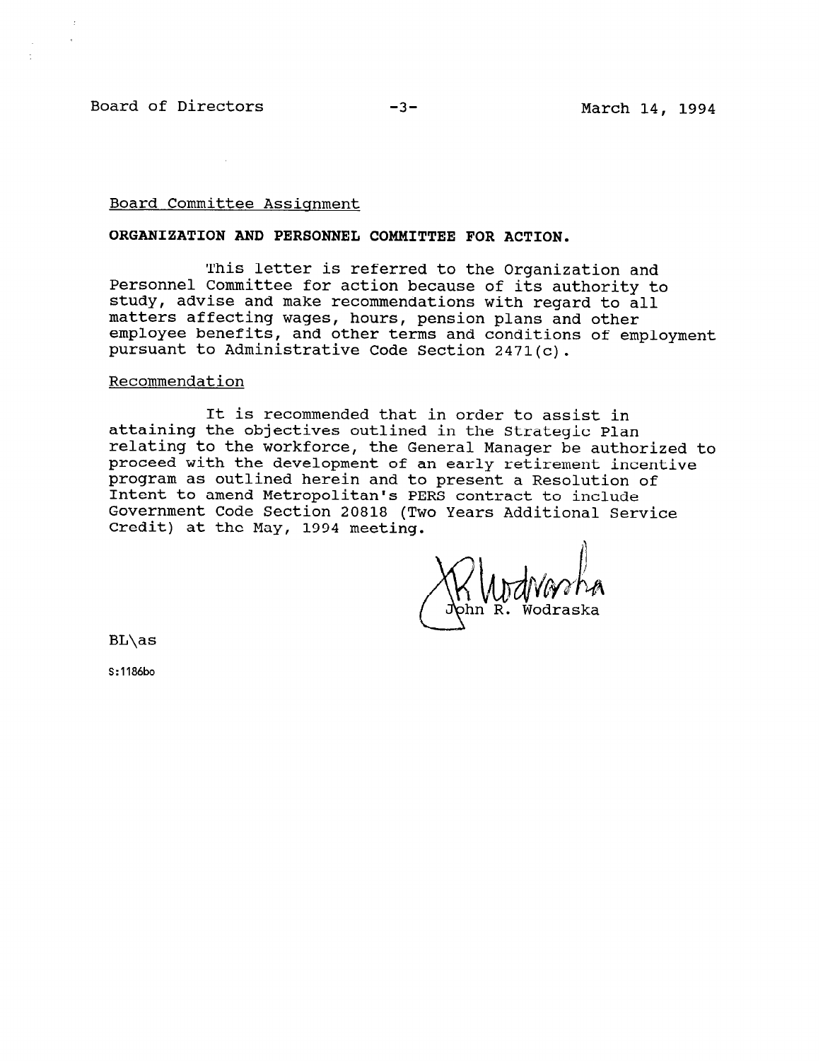Board Committee Assignment

**ORGANIZATION AND PERSONNEL COMMITTEE FOR ACTION.**

This letter is referred to the Organization and Personnel Committee for action because of its authority to study, advise and make recommendations with regard to all matters affecting wages, hours, pension plans and other employee benefits, and other terms and conditions of employment pursuant to Administrative Code Section 2471(c).

Recommendation

It is recommended that in order to assist in attaining the objectives outlined in the Strategic Plan relating to the workforce, the General Manager be authorized to proceed with the development of an early retirement incentive program as outlined herein and to present a Resolution of Intent to amend Metropolitan's PERS contract to include Government Code Section 20818 (Two Years Additional Service Credit) at the May, 1994 meeting.

John R. Wodraska

BL\as

S:1186bo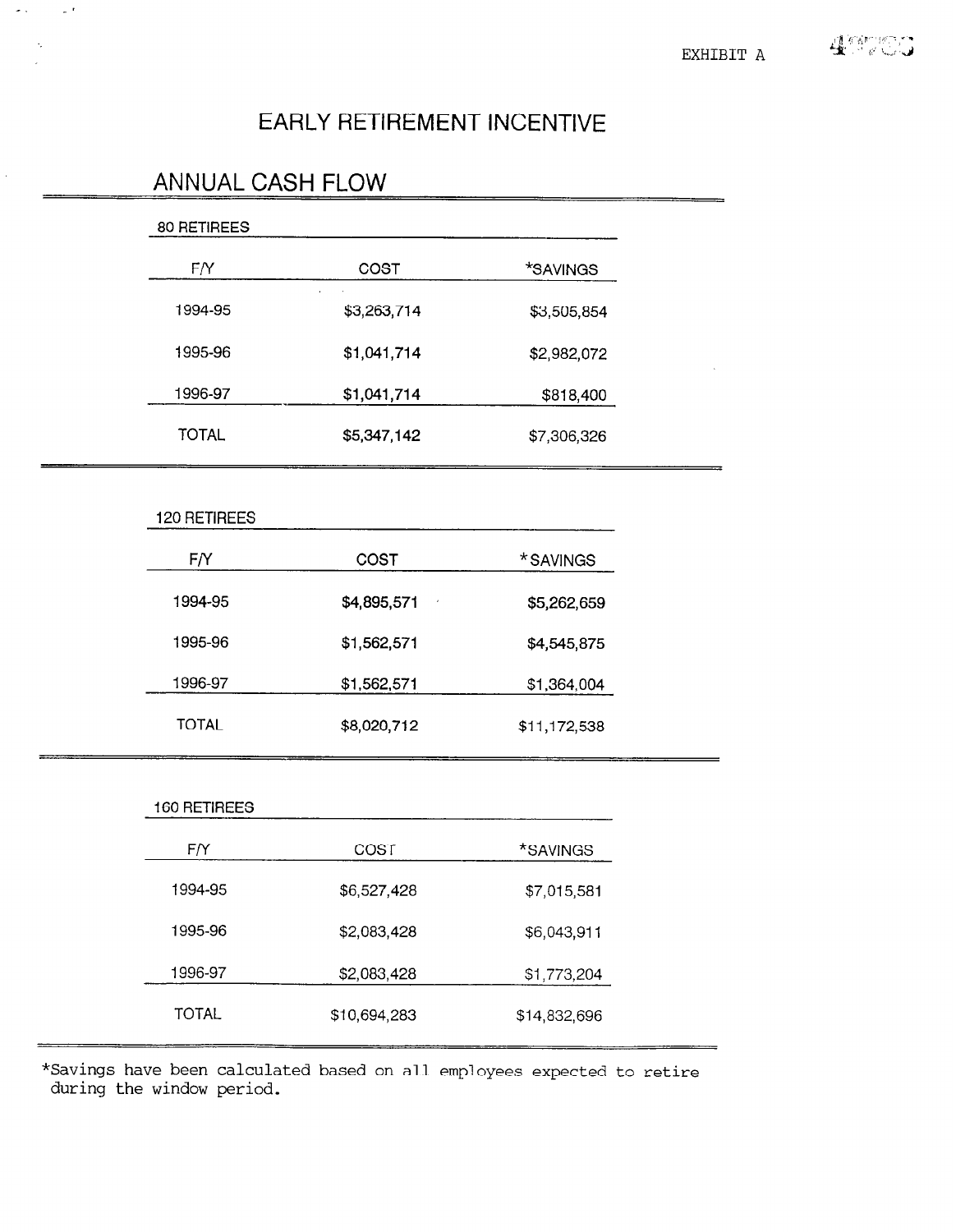EXHIBIT A

# EARLY RETIREMENT INCENTIVE

## ANNUAL CASH FLOW

### 80 RETIREES

| F/Y | COST | *SAVINGS |
|---|---|---|
| 1994-95 | $3,263,714 | $3,505,854 |
| 1995-96 | $1,041,714 | $2,982,072 |
| 1996-97 | $1,041,714 | $818,400 |
| TOTAL | $5,347,142 | $7,306,326 |

### 120 RETIREES

| F/Y | COST | *SAVINGS |
|---|---|---|
| 1994-95 | $4,895,571 | $5,262,659 |
| 1995-96 | $1,562,571 | $4,545,875 |
| 1996-97 | $1,562,571 | $1,364,004 |
| TOTAL | $8,020,712 | $11,172,538 |

### 160 RETIREES

| F/Y | COST | *SAVINGS |
|---|---|---|
| 1994-95 | $6,527,428 | $7,015,581 |
| 1995-96 | $2,083,428 | $6,043,911 |
| 1996-97 | $2,083,428 | $1,773,204 |
| TOTAL | $10,694,283 | $14,832,696 |

*Savings have been calculated based on all employees expected to retire during the window period.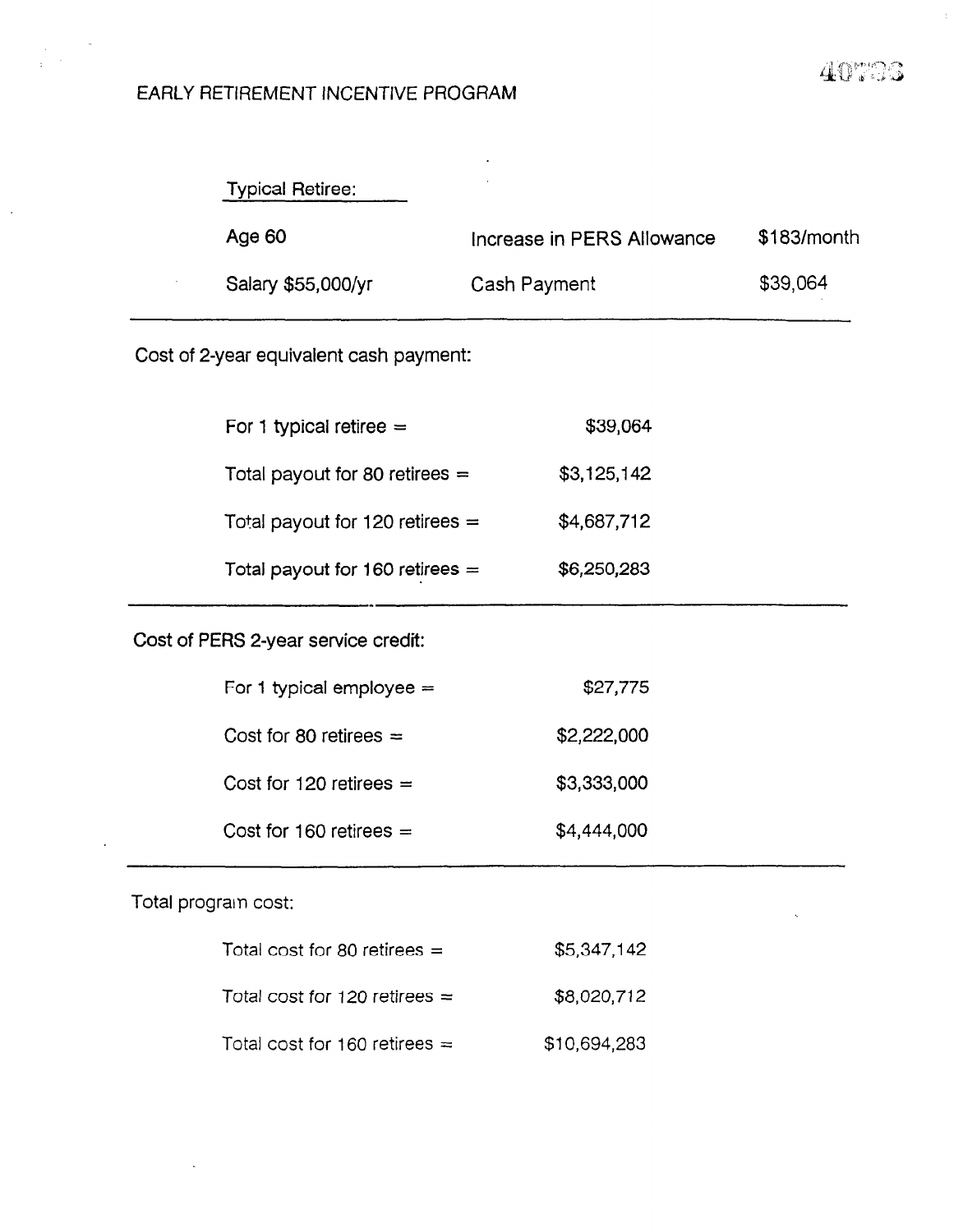# EARLY RETIREMENT INCENTIVE PROGRAM

| Typical Retiree: | | |
|---|---|---|
| Age 60 | Increase in PERS Allowance | $183/month |
| Salary $55,000/yr | Cash Payment | $39,064 |

---

Cost of 2-year equivalent cash payment:

| | |
|---|---|
| For 1 typical retiree = | $39,064 |
| Total payout for 80 retirees = | $3,125,142 |
| Total payout for 120 retirees = | $4,687,712 |
| Total payout for 160 retirees = | $6,250,283 |

---

Cost of PERS 2-year service credit:

| | |
|---|---|
| For 1 typical employee = | $27,775 |
| Cost for 80 retirees = | $2,222,000 |
| Cost for 120 retirees = | $3,333,000 |
| Cost for 160 retirees = | $4,444,000 |

---

Total program cost:

| | |
|---|---|
| Total cost for 80 retirees = | $5,347,142 |
| Total cost for 120 retirees = | $8,020,712 |
| Total cost for 160 retirees = | $10,694,283 |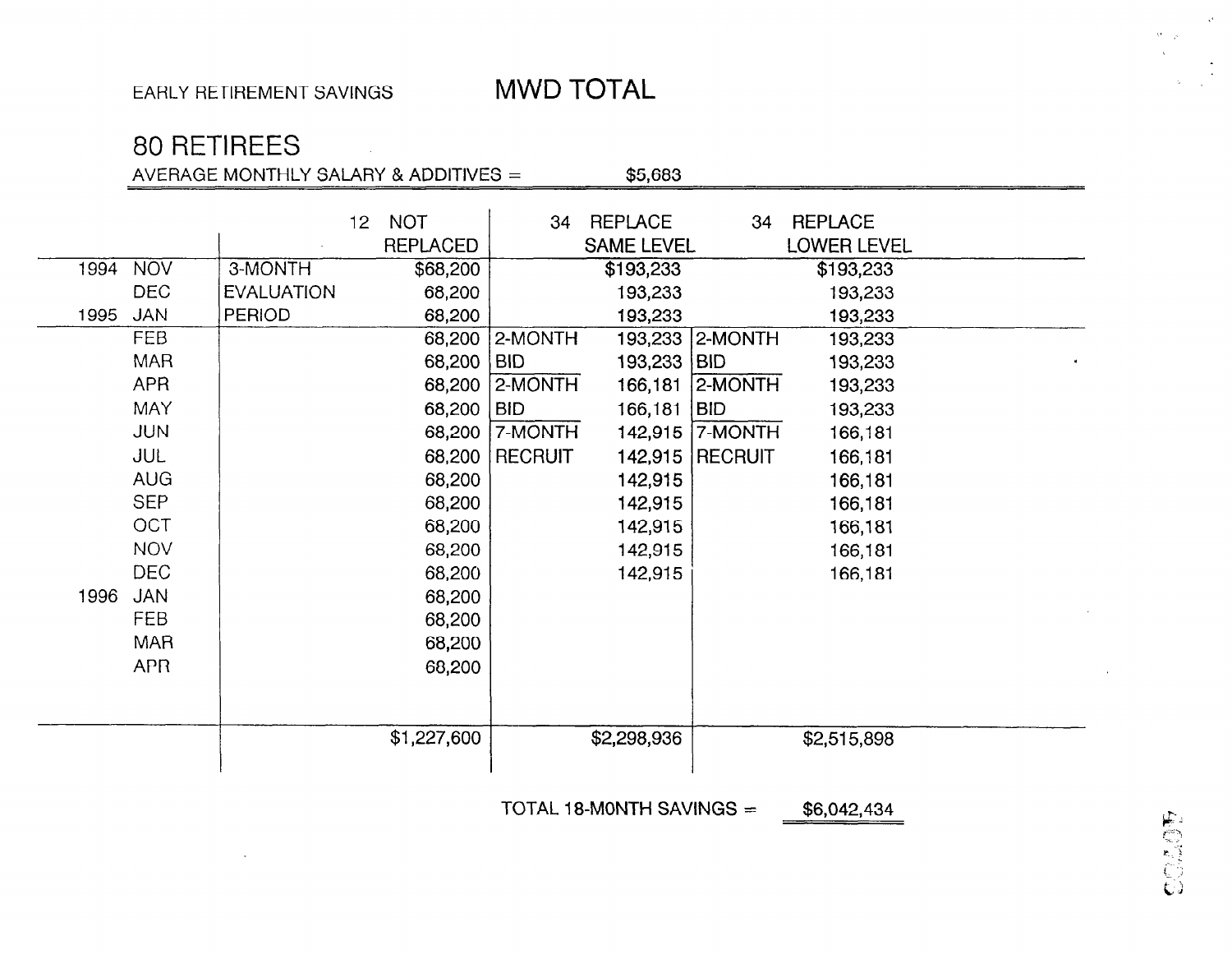EARLY RETIREMENT SAVINGS **MWD TOTAL**

## 80 RETIREES

AVERAGE MONTHLY SALARY & ADDITIVES = $5,683

| | | | 12 NOT REPLACED | | 34 REPLACE SAME LEVEL | | 34 REPLACE LOWER LEVEL |
|---|---|---|---|---|---|---|---|
| 1994 | NOV | 3-MONTH | $68,200 | | $193,233 | | $193,233 |
| | DEC | EVALUATION | 68,200 | | 193,233 | | 193,233 |
| 1995 | JAN | PERIOD | 68,200 | | 193,233 | | 193,233 |
| | FEB | | 68,200 | 2-MONTH | 193,233 | 2-MONTH | 193,233 |
| | MAR | | 68,200 | BID | 193,233 | BID | 193,233 |
| | APR | | 68,200 | 2-MONTH | 166,181 | 2-MONTH | 193,233 |
| | MAY | | 68,200 | BID | 166,181 | BID | 193,233 |
| | JUN | | 68,200 | 7-MONTH | 142,915 | 7-MONTH | 166,181 |
| | JUL | | 68,200 | RECRUIT | 142,915 | RECRUIT | 166,181 |
| | AUG | | 68,200 | | 142,915 | | 166,181 |
| | SEP | | 68,200 | | 142,915 | | 166,181 |
| | OCT | | 68,200 | | 142,915 | | 166,181 |
| | NOV | | 68,200 | | 142,915 | | 166,181 |
| | DEC | | 68,200 | | 142,915 | | 166,181 |
| 1996 | JAN | | 68,200 | | | | |
| | FEB | | 68,200 | | | | |
| | MAR | | 68,200 | | | | |
| | APR | | 68,200 | | | | |
| | | | $1,227,600 | | $2,298,936 | | $2,515,898 |

TOTAL 18-MONTH SAVINGS = $6,042,434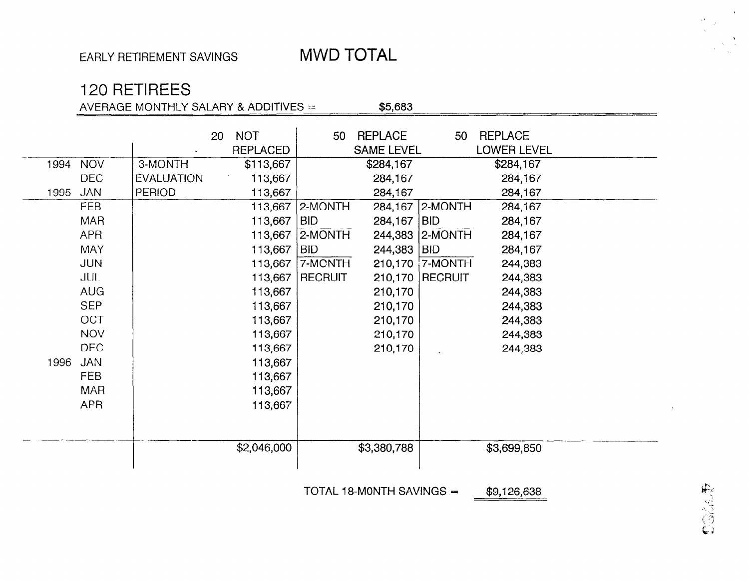EARLY RETIREMENT SAVINGS **MWD TOTAL**

## 120 RETIREES

AVERAGE MONTHLY SALARY & ADDITIVES = $5,683

| | | | 20 NOT REPLACED | | 50 REPLACE SAME LEVEL | | 50 REPLACE LOWER LEVEL |
|---|---|---|---|---|---|---|---|
| 1994 | NOV | 3-MONTH | $113,667 | | $284,167 | | $284,167 |
| | DEC | EVALUATION | 113,667 | | 284,167 | | 284,167 |
| 1995 | JAN | PERIOD | 113,667 | | 284,167 | | 284,167 |
| | FEB | | 113,667 | 2-MONTH | 284,167 | 2-MONTH | 284,167 |
| | MAR | | 113,667 | BID | 284,167 | BID | 284,167 |
| | APR | | 113,667 | 2-MONTH | 244,383 | 2-MONTH | 284,167 |
| | MAY | | 113,667 | BID | 244,383 | BID | 284,167 |
| | JUN | | 113,667 | 7-MONTH | 210,170 | 7-MONTH | 244,383 |
| | JUL | | 113,667 | RECRUIT | 210,170 | RECRUIT | 244,383 |
| | AUG | | 113,667 | | 210,170 | | 244,383 |
| | SEP | | 113,667 | | 210,170 | | 244,383 |
| | OCT | | 113,667 | | 210,170 | | 244,383 |
| | NOV | | 113,667 | | 210,170 | | 244,383 |
| | DEC | | 113,667 | | 210,170 | | 244,383 |
| 1996 | JAN | | 113,667 | | | | |
| | FEB | | 113,667 | | | | |
| | MAR | | 113,667 | | | | |
| | APR | | 113,667 | | | | |
| | | | $2,046,000 | | $3,380,788 | | $3,699,850 |

TOTAL 18-MONTH SAVINGS = $9,126,638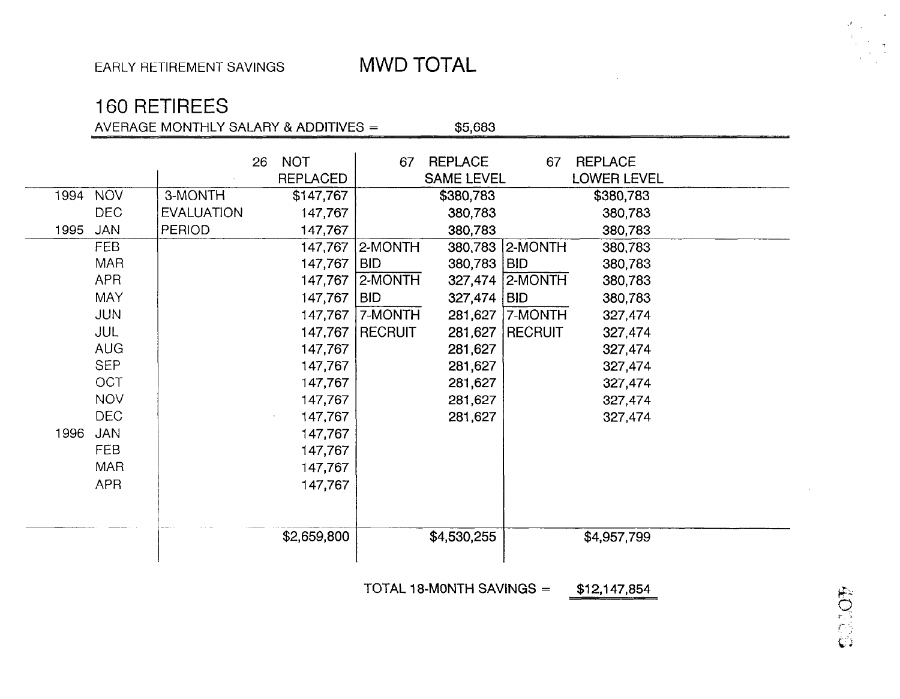EARLY RETIREMENT SAVINGS

# MWD TOTAL

## 160 RETIREES

AVERAGE MONTHLY SALARY & ADDITIVES = $5,683

| | | | 26 NOT REPLACED | | 67 REPLACE SAME LEVEL | | 67 REPLACE LOWER LEVEL |
|---|---|---|---|---|---|---|---|
| 1994 | NOV | 3-MONTH | $147,767 | | $380,783 | | $380,783 |
| | DEC | EVALUATION | 147,767 | | 380,783 | | 380,783 |
| 1995 | JAN | PERIOD | 147,767 | | 380,783 | | 380,783 |
| | FEB | | 147,767 | 2-MONTH | 380,783 | 2-MONTH | 380,783 |
| | MAR | | 147,767 | BID | 380,783 | BID | 380,783 |
| | APR | | 147,767 | 2-MONTH | 327,474 | 2-MONTH | 380,783 |
| | MAY | | 147,767 | BID | 327,474 | BID | 380,783 |
| | JUN | | 147,767 | 7-MONTH | 281,627 | 7-MONTH | 327,474 |
| | JUL | | 147,767 | RECRUIT | 281,627 | RECRUIT | 327,474 |
| | AUG | | 147,767 | | 281,627 | | 327,474 |
| | SEP | | 147,767 | | 281,627 | | 327,474 |
| | OCT | | 147,767 | | 281,627 | | 327,474 |
| | NOV | | 147,767 | | 281,627 | | 327,474 |
| | DEC | | 147,767 | | 281,627 | | 327,474 |
| 1996 | JAN | | 147,767 | | | | |
| | FEB | | 147,767 | | | | |
| | MAR | | 147,767 | | | | |
| | APR | | 147,767 | | | | |
| | | | $2,659,800 | | $4,530,255 | | $4,957,799 |

TOTAL 18-MONTH SAVINGS = $12,147,854